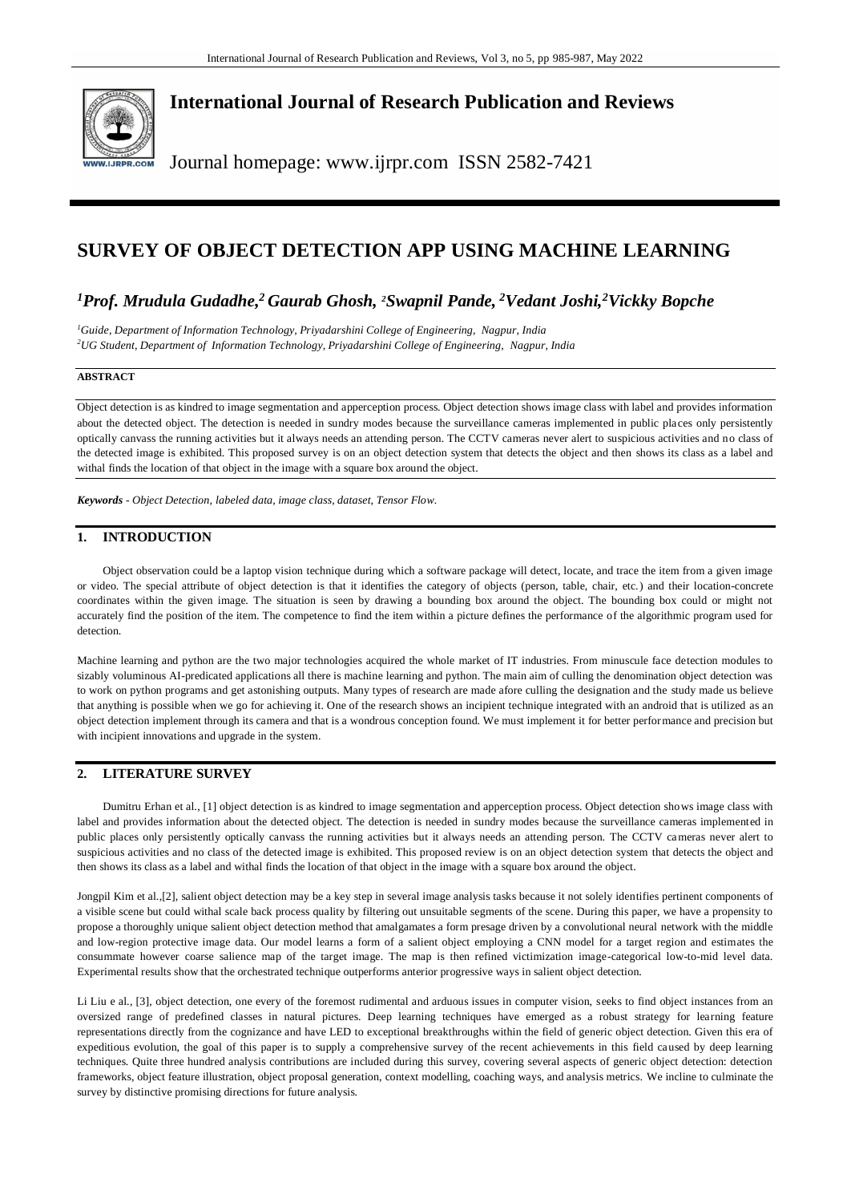# International Journal of Research Publication and Reviews

Journal homepage: www.ijrpr.com ISSN 2582-7421

# SURVEY OF OBJECT DETECTION APP USING MACHINE LEARNING

## [1]Prof. Mrudula Gudadhe,[2] Gaurab Ghosh, [2]Swapnil Pande, [2]Vedant Joshi,[2]Vickky Bopche

*[1]Guide, Department of Information Technology, Priyadarshini College of Engineering, Nagpur, India*
*[2]UG Student, Department of Information Technology, Priyadarshini College of Engineering, Nagpur, India*

**ABSTRACT**

Object detection is as kindred to image segmentation and apperception process. Object detection shows image class with label and provides information about the detected object. The detection is needed in sundry modes because the surveillance cameras implemented in public places only persistently optically canvass the running activities but it always needs an attending person. The CCTV cameras never alert to suspicious activities and no class of the detected image is exhibited. This proposed survey is on an object detection system that detects the object and then shows its class as a label and withal finds the location of that object in the image with a square box around the object.

***Keywords*** *- Object Detection, labeled data, image class, dataset, Tensor Flow.*

## 1. INTRODUCTION

Object observation could be a laptop vision technique during which a software package will detect, locate, and trace the item from a given image or video. The special attribute of object detection is that it identifies the category of objects (person, table, chair, etc.) and their location-concrete coordinates within the given image. The situation is seen by drawing a bounding box around the object. The bounding box could or might not accurately find the position of the item. The competence to find the item within a picture defines the performance of the algorithmic program used for detection.

Machine learning and python are the two major technologies acquired the whole market of IT industries. From minuscule face detection modules to sizably voluminous AI-predicated applications all there is machine learning and python. The main aim of culling the denomination object detection was to work on python programs and get astonishing outputs. Many types of research are made afore culling the designation and the study made us believe that anything is possible when we go for achieving it. One of the research shows an incipient technique integrated with an android that is utilized as an object detection implement through its camera and that is a wondrous conception found. We must implement it for better performance and precision but with incipient innovations and upgrade in the system.

## 2. LITERATURE SURVEY

Dumitru Erhan et al., [1] object detection is as kindred to image segmentation and apperception process. Object detection shows image class with label and provides information about the detected object. The detection is needed in sundry modes because the surveillance cameras implemented in public places only persistently optically canvass the running activities but it always needs an attending person. The CCTV cameras never alert to suspicious activities and no class of the detected image is exhibited. This proposed review is on an object detection system that detects the object and then shows its class as a label and withal finds the location of that object in the image with a square box around the object.

Jongpil Kim et al.,[2], salient object detection may be a key step in several image analysis tasks because it not solely identifies pertinent components of a visible scene but could withal scale back process quality by filtering out unsuitable segments of the scene. During this paper, we have a propensity to propose a thoroughly unique salient object detection method that amalgamates a form presage driven by a convolutional neural network with the middle and low-region protective image data. Our model learns a form of a salient object employing a CNN model for a target region and estimates the consummate however coarse salience map of the target image. The map is then refined victimization image-categorical low-to-mid level data. Experimental results show that the orchestrated technique outperforms anterior progressive ways in salient object detection.

Li Liu e al., [3], object detection, one every of the foremost rudimental and arduous issues in computer vision, seeks to find object instances from an oversized range of predefined classes in natural pictures. Deep learning techniques have emerged as a robust strategy for learning feature representations directly from the cognizance and have LED to exceptional breakthroughs within the field of generic object detection. Given this era of expeditious evolution, the goal of this paper is to supply a comprehensive survey of the recent achievements in this field caused by deep learning techniques. Quite three hundred analysis contributions are included during this survey, covering several aspects of generic object detection: detection frameworks, object feature illustration, object proposal generation, context modelling, coaching ways, and analysis metrics. We incline to culminate the survey by distinctive promising directions for future analysis.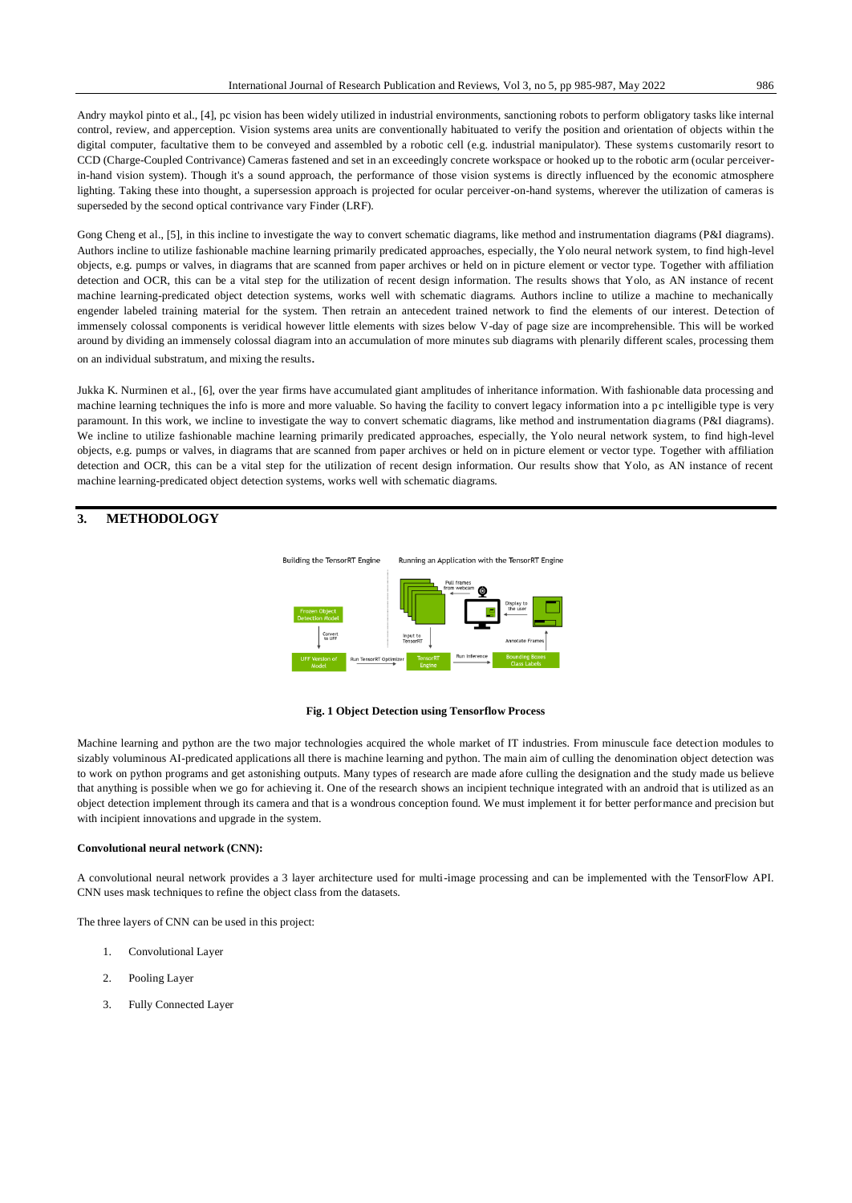Andry maykol pinto et al., [4], pc vision has been widely utilized in industrial environments, sanctioning robots to perform obligatory tasks like internal control, review, and apperception. Vision systems area units are conventionally habituated to verify the position and orientation of objects within the digital computer, facultative them to be conveyed and assembled by a robotic cell (e.g. industrial manipulator). These systems customarily resort to CCD (Charge-Coupled Contrivance) Cameras fastened and set in an exceedingly concrete workspace or hooked up to the robotic arm (ocular perceiver-in-hand vision system). Though it's a sound approach, the performance of those vision systems is directly influenced by the economic atmosphere lighting. Taking these into thought, a supersession approach is projected for ocular perceiver-on-hand systems, wherever the utilization of cameras is superseded by the second optical contrivance vary Finder (LRF).

Gong Cheng et al., [5], in this incline to investigate the way to convert schematic diagrams, like method and instrumentation diagrams (P&I diagrams). Authors incline to utilize fashionable machine learning primarily predicated approaches, especially, the Yolo neural network system, to find high-level objects, e.g. pumps or valves, in diagrams that are scanned from paper archives or held on in picture element or vector type. Together with affiliation detection and OCR, this can be a vital step for the utilization of recent design information. The results shows that Yolo, as AN instance of recent machine learning-predicated object detection systems, works well with schematic diagrams. Authors incline to utilize a machine to mechanically engender labeled training material for the system. Then retrain an antecedent trained network to find the elements of our interest. Detection of immensely colossal components is veridical however little elements with sizes below V-day of page size are incomprehensible. This will be worked around by dividing an immensely colossal diagram into an accumulation of more minutes sub diagrams with plenarily different scales, processing them on an individual substratum, and mixing the results.

Jukka K. Nurminen et al., [6], over the year firms have accumulated giant amplitudes of inheritance information. With fashionable data processing and machine learning techniques the info is more and more valuable. So having the facility to convert legacy information into a pc intelligible type is very paramount. In this work, we incline to investigate the way to convert schematic diagrams, like method and instrumentation diagrams (P&I diagrams). We incline to utilize fashionable machine learning primarily predicated approaches, especially, the Yolo neural network system, to find high-level objects, e.g. pumps or valves, in diagrams that are scanned from paper archives or held on in picture element or vector type. Together with affiliation detection and OCR, this can be a vital step for the utilization of recent design information. Our results show that Yolo, as AN instance of recent machine learning-predicated object detection systems, works well with schematic diagrams.

## 3. METHODOLOGY

**Fig. 1 Object Detection using Tensorflow Process**

Machine learning and python are the two major technologies acquired the whole market of IT industries. From minuscule face detection modules to sizably voluminous AI-predicated applications all there is machine learning and python. The main aim of culling the denomination object detection was to work on python programs and get astonishing outputs. Many types of research are made afore culling the designation and the study made us believe that anything is possible when we go for achieving it. One of the research shows an incipient technique integrated with an android that is utilized as an object detection implement through its camera and that is a wondrous conception found. We must implement it for better performance and precision but with incipient innovations and upgrade in the system.

### Convolutional neural network (CNN):

A convolutional neural network provides a 3 layer architecture used for multi-image processing and can be implemented with the TensorFlow API. CNN uses mask techniques to refine the object class from the datasets.

The three layers of CNN can be used in this project:

1. Convolutional Layer
2. Pooling Layer
3. Fully Connected Layer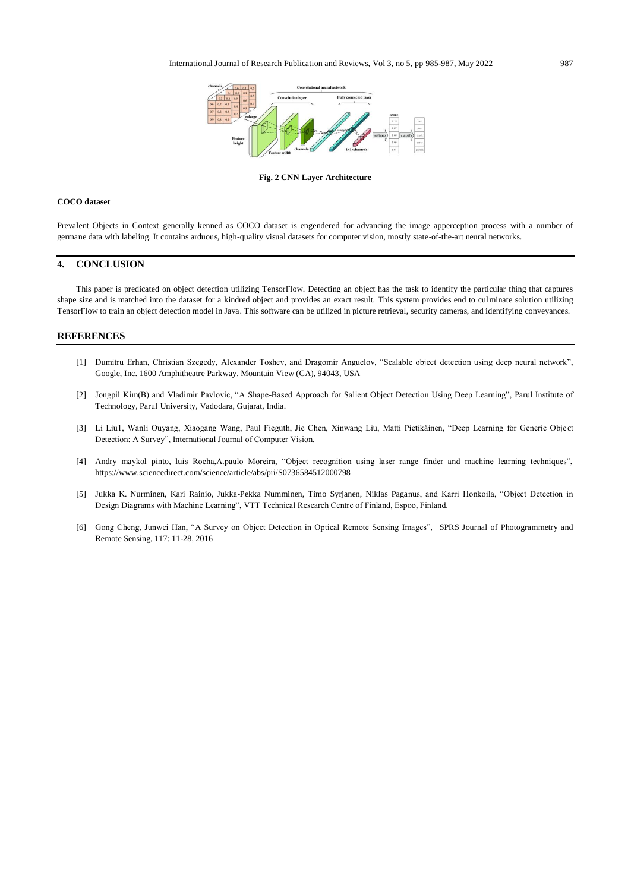Convolutional neural network

Convolution layer

Fully connected layer

channels

enlarge

Feature height

Feature width

channels

1×1×channels

softmax

classify

score

Fig. 2 CNN Layer Architecture

**COCO dataset**

Prevalent Objects in Context generally kenned as COCO dataset is engendered for advancing the image apperception process with a number of germane data with labeling. It contains arduous, high-quality visual datasets for computer vision, mostly state-of-the-art neural networks.

## 4. CONCLUSION

This paper is predicated on object detection utilizing TensorFlow. Detecting an object has the task to identify the particular thing that captures shape size and is matched into the dataset for a kindred object and provides an exact result. This system provides end to culminate solution utilizing TensorFlow to train an object detection model in Java. This software can be utilized in picture retrieval, security cameras, and identifying conveyances.

## REFERENCES

[1] Dumitru Erhan, Christian Szegedy, Alexander Toshev, and Dragomir Anguelov, "Scalable object detection using deep neural network", Google, Inc. 1600 Amphitheatre Parkway, Mountain View (CA), 94043, USA

[2] Jongpil Kim(B) and Vladimir Pavlovic, "A Shape-Based Approach for Salient Object Detection Using Deep Learning", Parul Institute of Technology, Parul University, Vadodara, Gujarat, India.

[3] Li Liu1, Wanli Ouyang, Xiaogang Wang, Paul Fieguth, Jie Chen, Xinwang Liu, Matti Pietikäinen, "Deep Learning for Generic Object Detection: A Survey", International Journal of Computer Vision.

[4] Andry maykol pinto, luis Rocha,A.paulo Moreira, "Object recognition using laser range finder and machine learning techniques", https://www.sciencedirect.com/science/article/abs/pii/S0736584512000798

[5] Jukka K. Nurminen, Kari Rainio, Jukka-Pekka Numminen, Timo Syrjanen, Niklas Paganus, and Karri Honkoila, "Object Detection in Design Diagrams with Machine Learning", VTT Technical Research Centre of Finland, Espoo, Finland.

[6] Gong Cheng, Junwei Han, "A Survey on Object Detection in Optical Remote Sensing Images", SPRS Journal of Photogrammetry and Remote Sensing, 117: 11-28, 2016